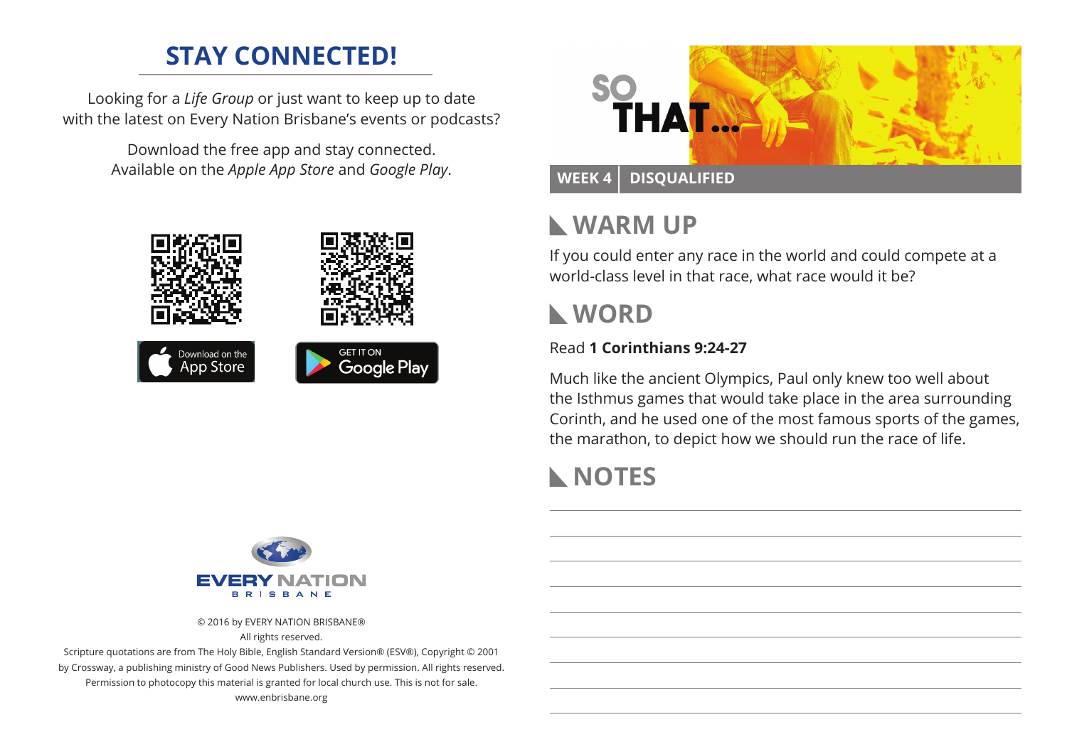## STAY CONNECTED!

Looking for a *Life Group* or just want to keep up to date with the latest on Every Nation Brisbane's events or podcasts?

Download the free app and stay connected.
Available on the *Apple App Store* and *Google Play*.

Download on the App Store

GET IT ON Google Play

EVERY NATION
BRISBANE

© 2016 by EVERY NATION BRISBANE®
All rights reserved.
Scripture quotations are from The Holy Bible, English Standard Version® (ESV®), Copyright © 2001 by Crossway, a publishing ministry of Good News Publishers. Used by permission. All rights reserved.
Permission to photocopy this material is granted for local church use. This is not for sale.
www.enbrisbane.org

# SO THAT...

**WEEK 4 | DISQUALIFIED**

## WARM UP

If you could enter any race in the world and could compete at a world-class level in that race, what race would it be?

## WORD

Read **1 Corinthians 9:24-27**

Much like the ancient Olympics, Paul only knew too well about the Isthmus games that would take place in the area surrounding Corinth, and he used one of the most famous sports of the games, the marathon, to depict how we should run the race of life.

## NOTES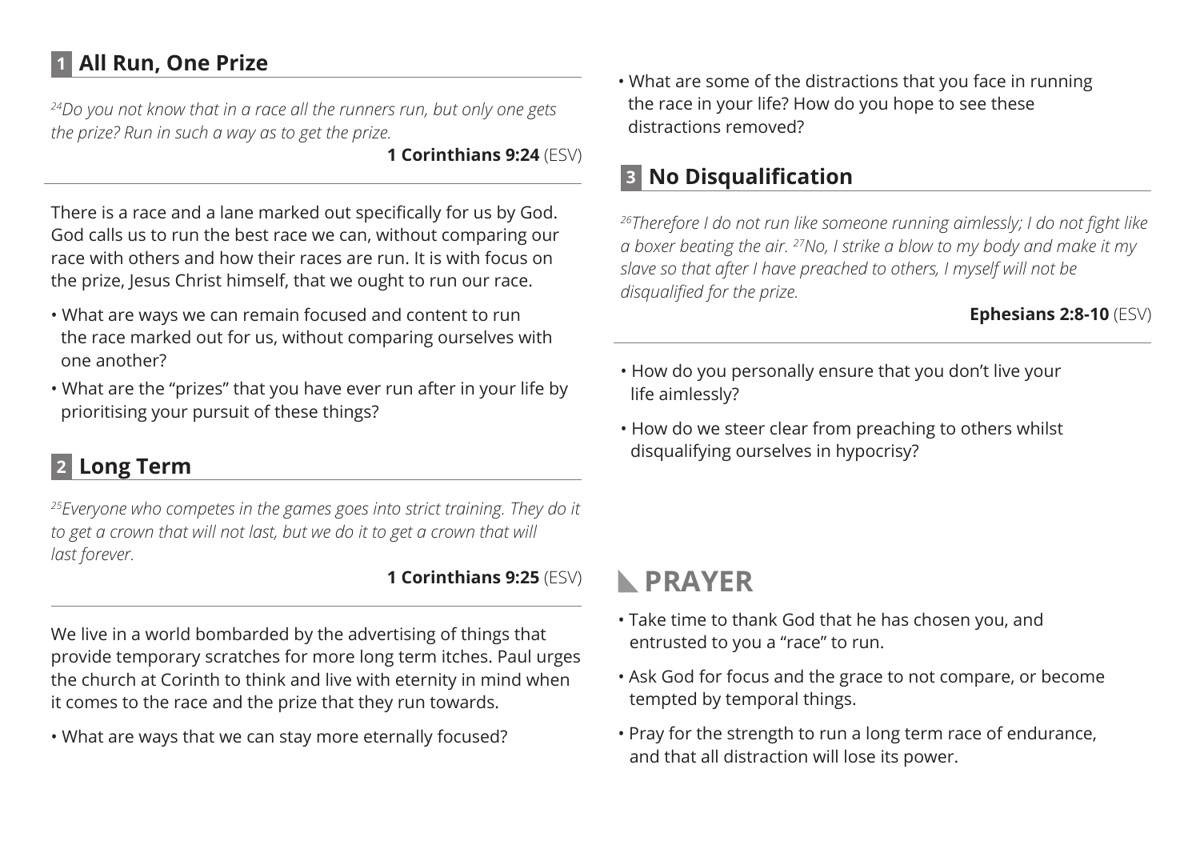## 1 All Run, One Prize

*[24]Do you not know that in a race all the runners run, but only one gets the prize? Run in such a way as to get the prize.*

**1 Corinthians 9:24** (ESV)

There is a race and a lane marked out specifically for us by God. God calls us to run the best race we can, without comparing our race with others and how their races are run. It is with focus on the prize, Jesus Christ himself, that we ought to run our race.

- What are ways we can remain focused and content to run the race marked out for us, without comparing ourselves with one another?
- What are the "prizes" that you have ever run after in your life by prioritising your pursuit of these things?

## 2 Long Term

*[25]Everyone who competes in the games goes into strict training. They do it to get a crown that will not last, but we do it to get a crown that will last forever.*

**1 Corinthians 9:25** (ESV)

We live in a world bombarded by the advertising of things that provide temporary scratches for more long term itches. Paul urges the church at Corinth to think and live with eternity in mind when it comes to the race and the prize that they run towards.

- What are ways that we can stay more eternally focused?
- What are some of the distractions that you face in running the race in your life? How do you hope to see these distractions removed?

## 3 No Disqualification

*[26]Therefore I do not run like someone running aimlessly; I do not fight like a boxer beating the air. [27]No, I strike a blow to my body and make it my slave so that after I have preached to others, I myself will not be disqualified for the prize.*

**Ephesians 2:8-10** (ESV)

- How do you personally ensure that you don't live your life aimlessly?
- How do we steer clear from preaching to others whilst disqualifying ourselves in hypocrisy?

## PRAYER

- Take time to thank God that he has chosen you, and entrusted to you a "race" to run.
- Ask God for focus and the grace to not compare, or become tempted by temporal things.
- Pray for the strength to run a long term race of endurance, and that all distraction will lose its power.